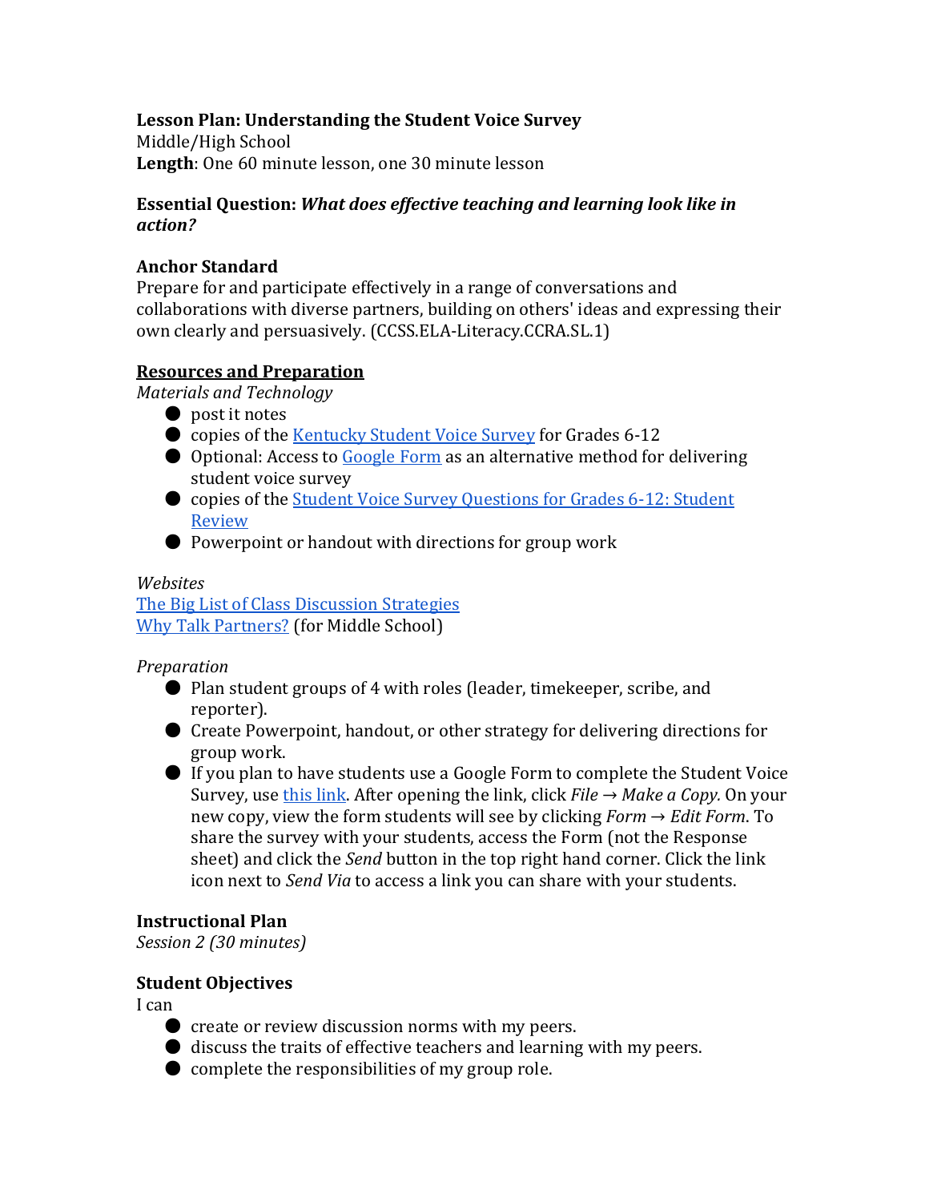**Lesson Plan: Understanding the Student Voice Survey**
Middle/High School
**Length**: One 60 minute lesson, one 30 minute lesson

**Essential Question:** ***What does effective teaching and learning look like in action?***

**Anchor Standard**
Prepare for and participate effectively in a range of conversations and collaborations with diverse partners, building on others' ideas and expressing their own clearly and persuasively. (CCSS.ELA-Literacy.CCRA.SL.1)

**Resources and Preparation**

*Materials and Technology*

- post it notes
- copies of the Kentucky Student Voice Survey for Grades 6-12
- Optional: Access to Google Form as an alternative method for delivering student voice survey
- copies of the Student Voice Survey Questions for Grades 6-12: Student Review
- Powerpoint or handout with directions for group work

*Websites*

The Big List of Class Discussion Strategies
Why Talk Partners? (for Middle School)

*Preparation*

- Plan student groups of 4 with roles (leader, timekeeper, scribe, and reporter).
- Create Powerpoint, handout, or other strategy for delivering directions for group work.
- If you plan to have students use a Google Form to complete the Student Voice Survey, use this link. After opening the link, click *File* → *Make a Copy.* On your new copy, view the form students will see by clicking *Form* → *Edit Form*. To share the survey with your students, access the Form (not the Response sheet) and click the *Send* button in the top right hand corner. Click the link icon next to *Send Via* to access a link you can share with your students.

**Instructional Plan**
*Session 2 (30 minutes)*

**Student Objectives**
I can

- create or review discussion norms with my peers.
- discuss the traits of effective teachers and learning with my peers.
- complete the responsibilities of my group role.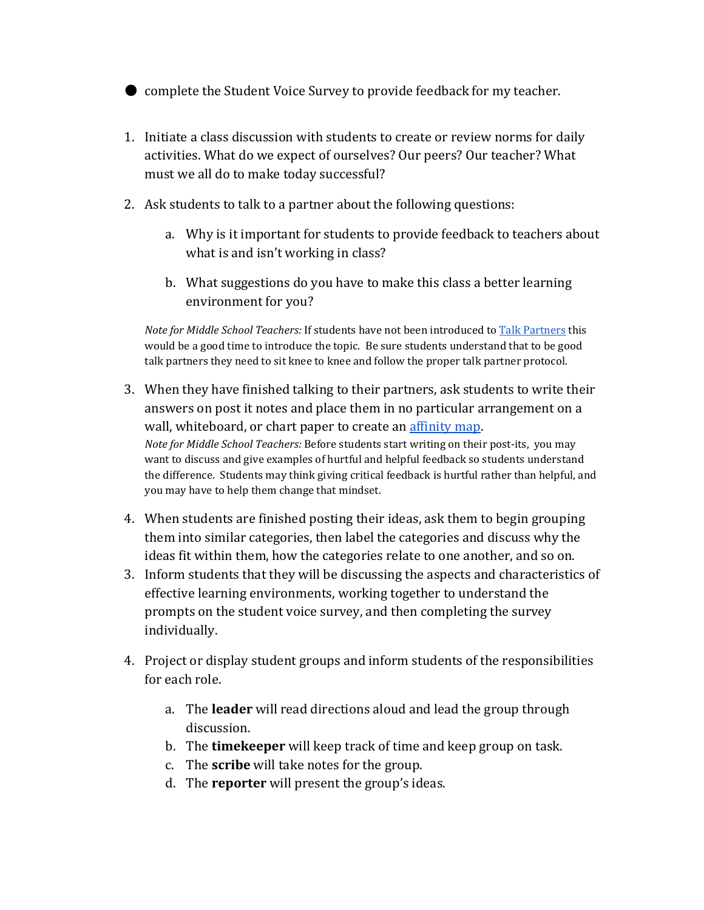- complete the Student Voice Survey to provide feedback for my teacher.

1. Initiate a class discussion with students to create or review norms for daily activities. What do we expect of ourselves? Our peers? Our teacher? What must we all do to make today successful?

2. Ask students to talk to a partner about the following questions:

   a. Why is it important for students to provide feedback to teachers about what is and isn't working in class?

   b. What suggestions do you have to make this class a better learning environment for you?

   *Note for Middle School Teachers:* If students have not been introduced to [Talk Partners]() this would be a good time to introduce the topic. Be sure students understand that to be good talk partners they need to sit knee to knee and follow the proper talk partner protocol.

3. When they have finished talking to their partners, ask students to write their answers on post it notes and place them in no particular arrangement on a wall, whiteboard, or chart paper to create an [affinity map]().
   *Note for Middle School Teachers:* Before students start writing on their post-its, you may want to discuss and give examples of hurtful and helpful feedback so students understand the difference. Students may think giving critical feedback is hurtful rather than helpful, and you may have to help them change that mindset.

4. When students are finished posting their ideas, ask them to begin grouping them into similar categories, then label the categories and discuss why the ideas fit within them, how the categories relate to one another, and so on.

3. Inform students that they will be discussing the aspects and characteristics of effective learning environments, working together to understand the prompts on the student voice survey, and then completing the survey individually.

4. Project or display student groups and inform students of the responsibilities for each role.

   a. The **leader** will read directions aloud and lead the group through discussion.
   b. The **timekeeper** will keep track of time and keep group on task.
   c. The **scribe** will take notes for the group.
   d. The **reporter** will present the group's ideas.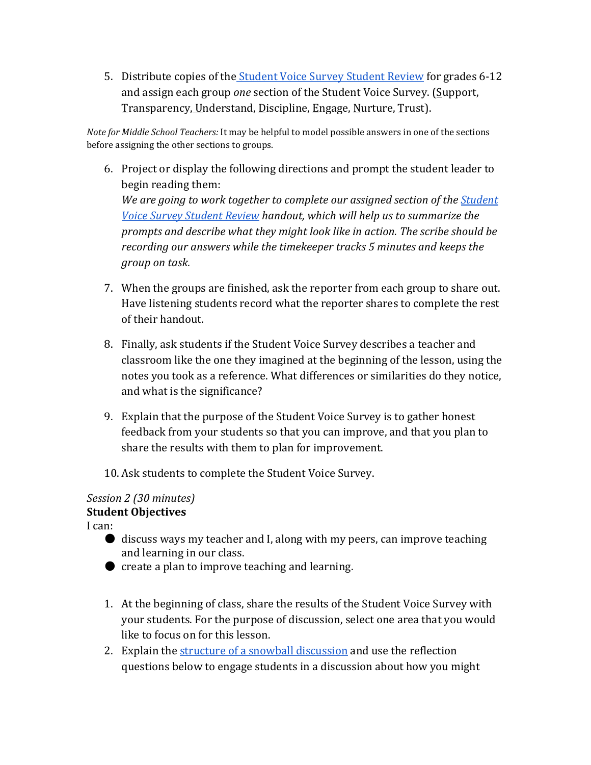5. Distribute copies of the [Student Voice Survey Student Review](#) for grades 6-12 and assign each group *one* section of the Student Voice Survey. (Support, Transparency, Understand, Discipline, Engage, Nurture, Trust).

*Note for Middle School Teachers:* It may be helpful to model possible answers in one of the sections before assigning the other sections to groups.

6. Project or display the following directions and prompt the student leader to begin reading them:
   *We are going to work together to complete our assigned section of the [Student Voice Survey Student Review](#) handout, which will help us to summarize the prompts and describe what they might look like in action. The scribe should be recording our answers while the timekeeper tracks 5 minutes and keeps the group on task.*

7. When the groups are finished, ask the reporter from each group to share out. Have listening students record what the reporter shares to complete the rest of their handout.

8. Finally, ask students if the Student Voice Survey describes a teacher and classroom like the one they imagined at the beginning of the lesson, using the notes you took as a reference. What differences or similarities do they notice, and what is the significance?

9. Explain that the purpose of the Student Voice Survey is to gather honest feedback from your students so that you can improve, and that you plan to share the results with them to plan for improvement.

10. Ask students to complete the Student Voice Survey.

*Session 2 (30 minutes)*

**Student Objectives**

I can:

- discuss ways my teacher and I, along with my peers, can improve teaching and learning in our class.
- create a plan to improve teaching and learning.

1. At the beginning of class, share the results of the Student Voice Survey with your students. For the purpose of discussion, select one area that you would like to focus on for this lesson.
2. Explain the [structure of a snowball discussion](#) and use the reflection questions below to engage students in a discussion about how you might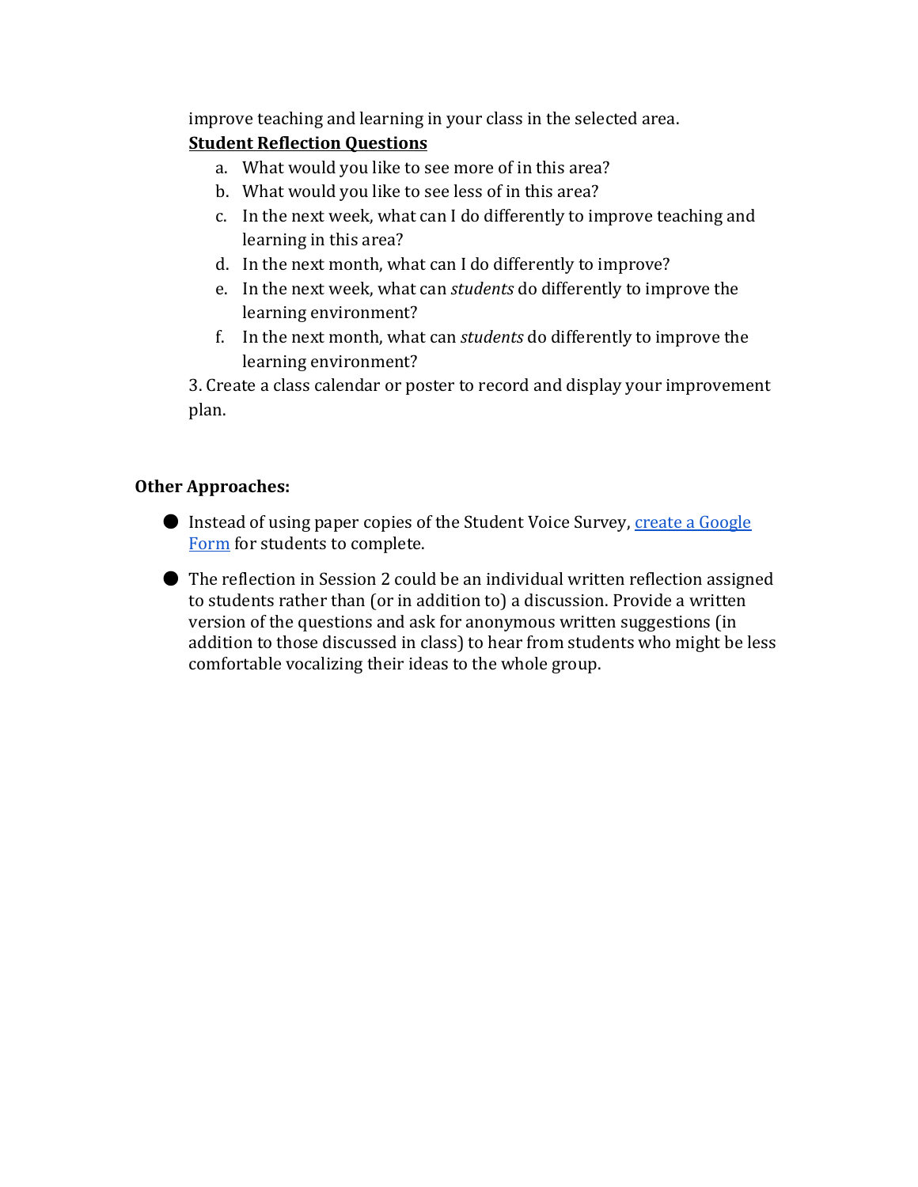improve teaching and learning in your class in the selected area.

**Student Reflection Questions**

a. What would you like to see more of in this area?
b. What would you like to see less of in this area?
c. In the next week, what can I do differently to improve teaching and learning in this area?
d. In the next month, what can I do differently to improve?
e. In the next week, what can *students* do differently to improve the learning environment?
f. In the next month, what can *students* do differently to improve the learning environment?

3. Create a class calendar or poster to record and display your improvement plan.

**Other Approaches:**

- Instead of using paper copies of the Student Voice Survey, create a Google Form for students to complete.
- The reflection in Session 2 could be an individual written reflection assigned to students rather than (or in addition to) a discussion. Provide a written version of the questions and ask for anonymous written suggestions (in addition to those discussed in class) to hear from students who might be less comfortable vocalizing their ideas to the whole group.